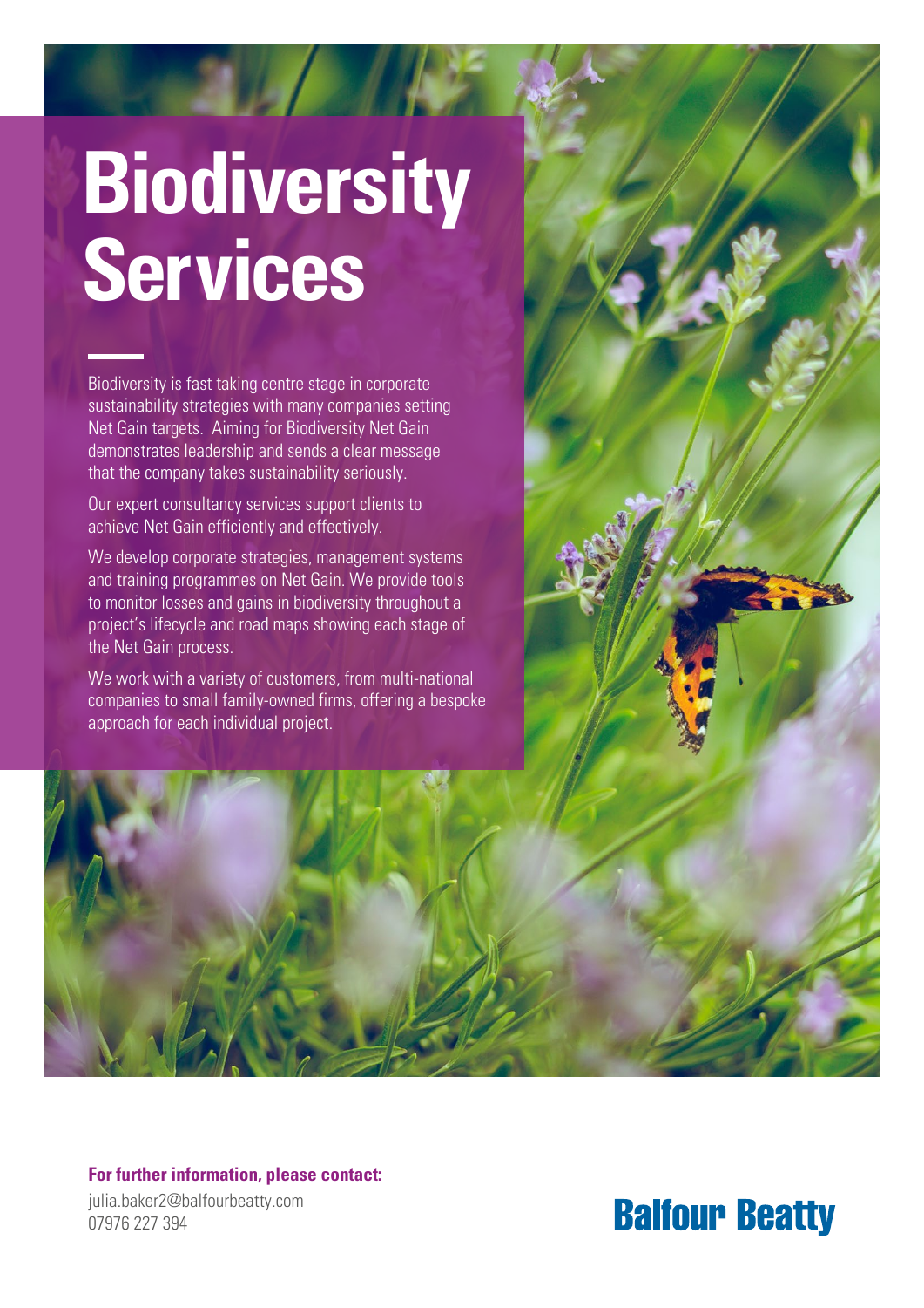# Biodiversity Services

Biodiversity is fast taking centre stage in corporate sustainability strategies with many companies setting Net Gain targets. Aiming for Biodiversity Net Gain demonstrates leadership and sends a clear message that the company takes sustainability seriously.

Our expert consultancy services support clients to achieve Net Gain efficiently and effectively.

We develop corporate strategies, management systems and training programmes on Net Gain. We provide tools to monitor losses and gains in biodiversity throughout a project's lifecycle and road maps showing each stage of the Net Gain process.

We work with a variety of customers, from multi-national companies to small family-owned firms, offering a bespoke approach for each individual project.

**For further information, please contact:**

julia.baker2@balfourbeatty.com
07976 227 394

Balfour Beatty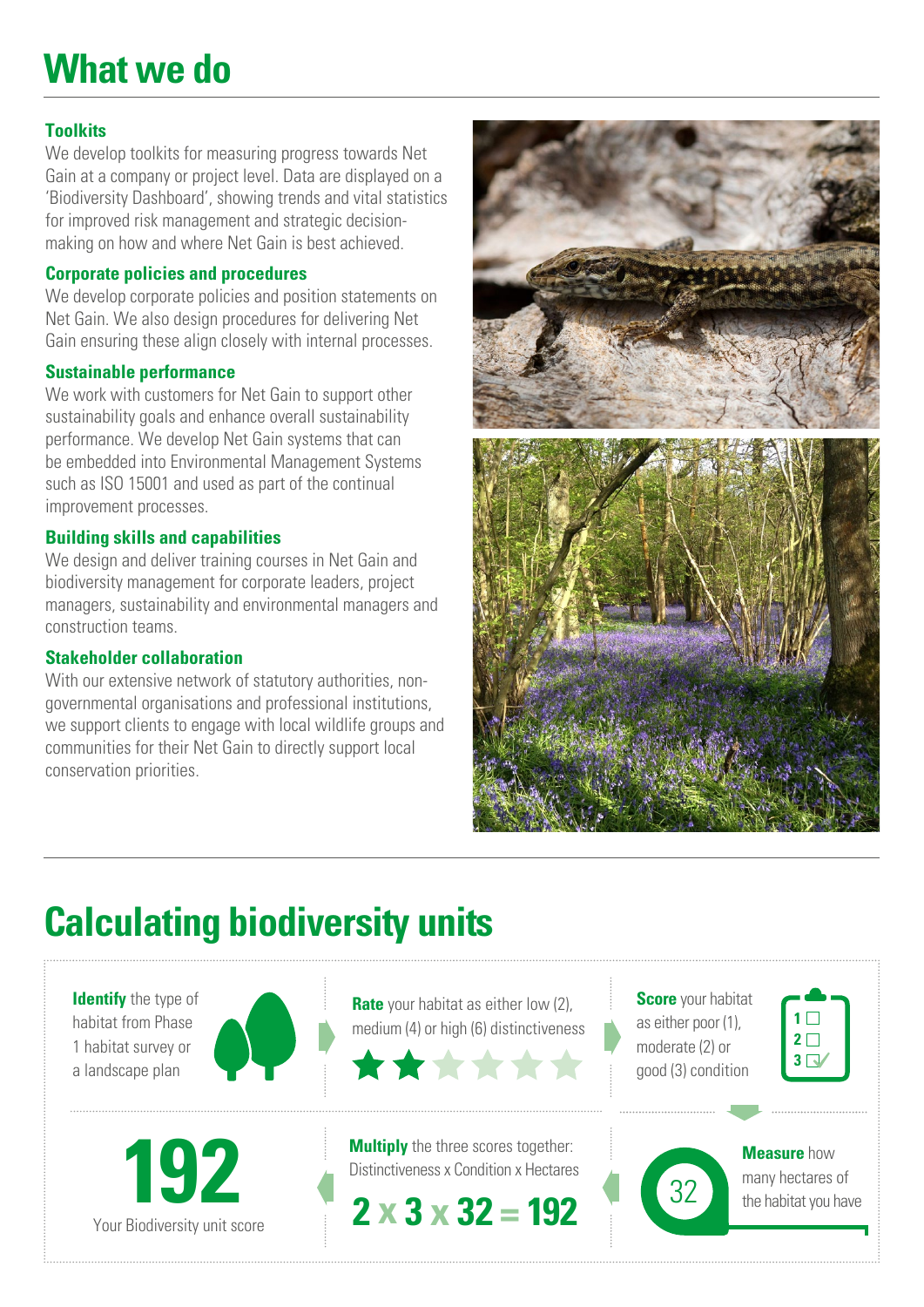# What we do

### Toolkits

We develop toolkits for measuring progress towards Net Gain at a company or project level. Data are displayed on a 'Biodiversity Dashboard', showing trends and vital statistics for improved risk management and strategic decision-making on how and where Net Gain is best achieved.

### Corporate policies and procedures

We develop corporate policies and position statements on Net Gain. We also design procedures for delivering Net Gain ensuring these align closely with internal processes.

### Sustainable performance

We work with customers for Net Gain to support other sustainability goals and enhance overall sustainability performance. We develop Net Gain systems that can be embedded into Environmental Management Systems such as ISO 15001 and used as part of the continual improvement processes.

### Building skills and capabilities

We design and deliver training courses in Net Gain and biodiversity management for corporate leaders, project managers, sustainability and environmental managers and construction teams.

### Stakeholder collaboration

With our extensive network of statutory authorities, non-governmental organisations and professional institutions, we support clients to engage with local wildlife groups and communities for their Net Gain to directly support local conservation priorities.

# Calculating biodiversity units

**Identify** the type of habitat from Phase 1 habitat survey or a landscape plan

**Rate** your habitat as either low (2), medium (4) or high (6) distinctiveness

**Score** your habitat as either poor (1), moderate (2) or good (3) condition

1
2
3

**Measure** how many hectares of the habitat you have

32

**Multiply** the three scores together: Distinctiveness x Condition x Hectares

**2 x 3 x 32 = 192**

**192**

Your Biodiversity unit score